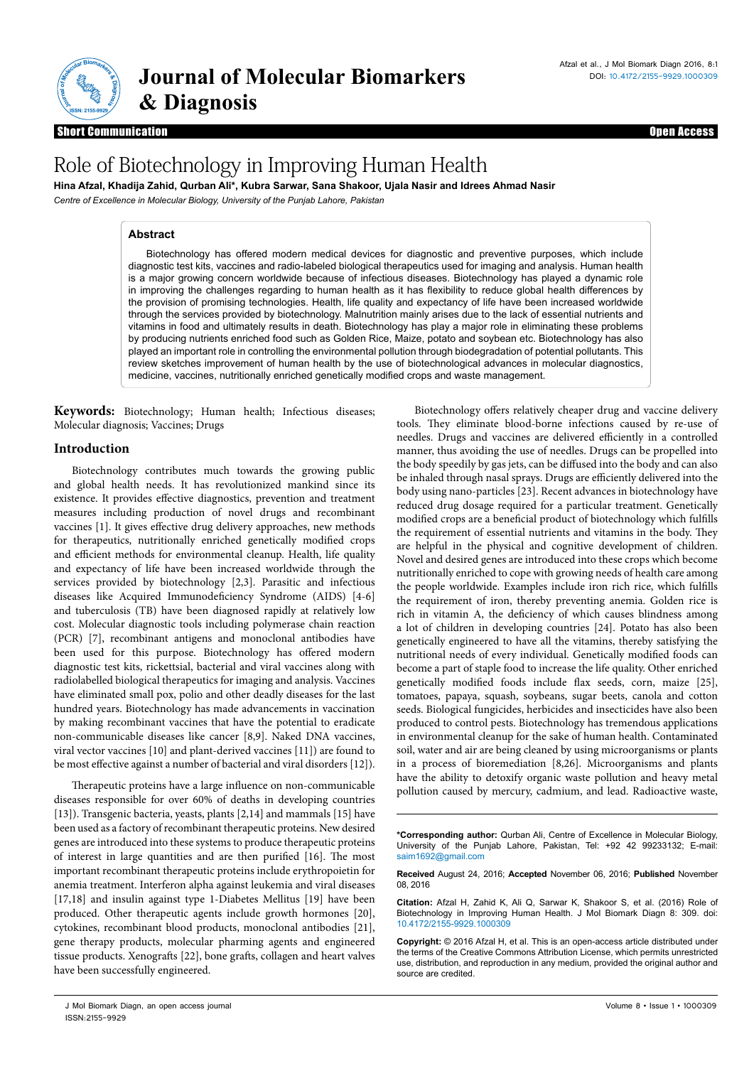# Journal of Molecular Biomarkers & Diagnosis

**Short Communication** **Open Access**

# Role of Biotechnology in Improving Human Health

**Hina Afzal, Khadija Zahid, Qurban Ali\*, Kubra Sarwar, Sana Shakoor, Ujala Nasir and Idrees Ahmad Nasir**

*Centre of Excellence in Molecular Biology, University of the Punjab Lahore, Pakistan*

## Abstract

Biotechnology has offered modern medical devices for diagnostic and preventive purposes, which include diagnostic test kits, vaccines and radio-labeled biological therapeutics used for imaging and analysis. Human health is a major growing concern worldwide because of infectious diseases. Biotechnology has played a dynamic role in improving the challenges regarding to human health as it has flexibility to reduce global health differences by the provision of promising technologies. Health, life quality and expectancy of life have been increased worldwide through the services provided by biotechnology. Malnutrition mainly arises due to the lack of essential nutrients and vitamins in food and ultimately results in death. Biotechnology has play a major role in eliminating these problems by producing nutrients enriched food such as Golden Rice, Maize, potato and soybean etc. Biotechnology has also played an important role in controlling the environmental pollution through biodegradation of potential pollutants. This review sketches improvement of human health by the use of biotechnological advances in molecular diagnostics, medicine, vaccines, nutritionally enriched genetically modified crops and waste management.

**Keywords:** Biotechnology; Human health; Infectious diseases; Molecular diagnosis; Vaccines; Drugs

## Introduction

Biotechnology contributes much towards the growing public and global health needs. It has revolutionized mankind since its existence. It provides effective diagnostics, prevention and treatment measures including production of novel drugs and recombinant vaccines [1]. It gives effective drug delivery approaches, new methods for therapeutics, nutritionally enriched genetically modified crops and efficient methods for environmental cleanup. Health, life quality and expectancy of life have been increased worldwide through the services provided by biotechnology [2,3]. Parasitic and infectious diseases like Acquired Immunodeficiency Syndrome (AIDS) [4-6] and tuberculosis (TB) have been diagnosed rapidly at relatively low cost. Molecular diagnostic tools including polymerase chain reaction (PCR) [7], recombinant antigens and monoclonal antibodies have been used for this purpose. Biotechnology has offered modern diagnostic test kits, rickettsial, bacterial and viral vaccines along with radiolabelled biological therapeutics for imaging and analysis. Vaccines have eliminated small pox, polio and other deadly diseases for the last hundred years. Biotechnology has made advancements in vaccination by making recombinant vaccines that have the potential to eradicate non-communicable diseases like cancer [8,9]. Naked DNA vaccines, viral vector vaccines [10] and plant-derived vaccines [11]) are found to be most effective against a number of bacterial and viral disorders [12]).

Therapeutic proteins have a large influence on non-communicable diseases responsible for over 60% of deaths in developing countries [13]). Transgenic bacteria, yeasts, plants [2,14] and mammals [15] have been used as a factory of recombinant therapeutic proteins. New desired genes are introduced into these systems to produce therapeutic proteins of interest in large quantities and are then purified [16]. The most important recombinant therapeutic proteins include erythropoietin for anemia treatment. Interferon alpha against leukemia and viral diseases [17,18] and insulin against type 1-Diabetes Mellitus [19] have been produced. Other therapeutic agents include growth hormones [20], cytokines, recombinant blood products, monoclonal antibodies [21], gene therapy products, molecular pharming agents and engineered tissue products. Xenografts [22], bone grafts, collagen and heart valves have been successfully engineered.

Biotechnology offers relatively cheaper drug and vaccine delivery tools. They eliminate blood-borne infections caused by re-use of needles. Drugs and vaccines are delivered efficiently in a controlled manner, thus avoiding the use of needles. Drugs can be propelled into the body speedily by gas jets, can be diffused into the body and can also be inhaled through nasal sprays. Drugs are efficiently delivered into the body using nano-particles [23]. Recent advances in biotechnology have reduced drug dosage required for a particular treatment. Genetically modified crops are a beneficial product of biotechnology which fulfills the requirement of essential nutrients and vitamins in the body. They are helpful in the physical and cognitive development of children. Novel and desired genes are introduced into these crops which become nutritionally enriched to cope with growing needs of health care among the people worldwide. Examples include iron rich rice, which fulfills the requirement of iron, thereby preventing anemia. Golden rice is rich in vitamin A, the deficiency of which causes blindness among a lot of children in developing countries [24]. Potato has also been genetically engineered to have all the vitamins, thereby satisfying the nutritional needs of every individual. Genetically modified foods can become a part of staple food to increase the life quality. Other enriched genetically modified foods include flax seeds, corn, maize [25], tomatoes, papaya, squash, soybeans, sugar beets, canola and cotton seeds. Biological fungicides, herbicides and insecticides have also been produced to control pests. Biotechnology has tremendous applications in environmental cleanup for the sake of human health. Contaminated soil, water and air are being cleaned by using microorganisms or plants in a process of bioremediation [8,26]. Microorganisms and plants have the ability to detoxify organic waste pollution and heavy metal pollution caused by mercury, cadmium, and lead. Radioactive waste,

---

**\*Corresponding author:** Qurban Ali, Centre of Excellence in Molecular Biology, University of the Punjab Lahore, Pakistan, Tel: +92 42 99233132; E-mail: saim1692@gmail.com

**Received** August 24, 2016; **Accepted** November 06, 2016; **Published** November 08, 2016

**Citation:** Afzal H, Zahid K, Ali Q, Sarwar K, Shakoor S, et al. (2016) Role of Biotechnology in Improving Human Health. J Mol Biomark Diagn 8: 309. doi: 10.4172/2155-9929.1000309

**Copyright:** © 2016 Afzal H, et al. This is an open-access article distributed under the terms of the Creative Commons Attribution License, which permits unrestricted use, distribution, and reproduction in any medium, provided the original author and source are credited.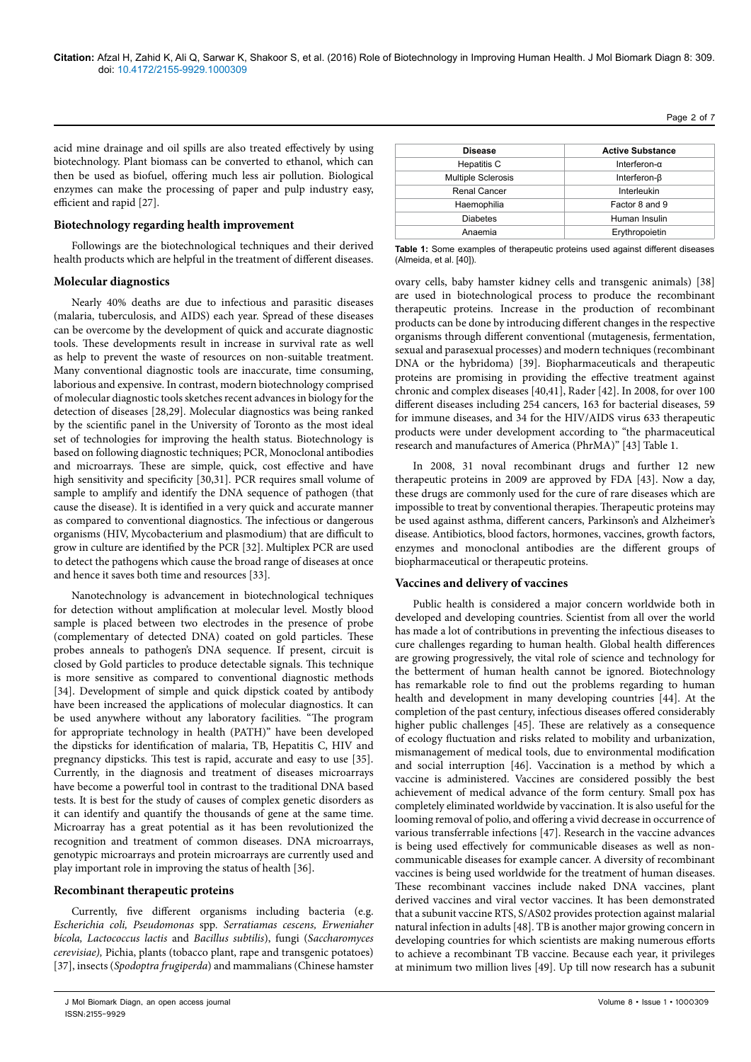acid mine drainage and oil spills are also treated effectively by using biotechnology. Plant biomass can be converted to ethanol, which can then be used as biofuel, offering much less air pollution. Biological enzymes can make the processing of paper and pulp industry easy, efficient and rapid [27].

## Biotechnology regarding health improvement

Followings are the biotechnological techniques and their derived health products which are helpful in the treatment of different diseases.

## Molecular diagnostics

Nearly 40% deaths are due to infectious and parasitic diseases (malaria, tuberculosis, and AIDS) each year. Spread of these diseases can be overcome by the development of quick and accurate diagnostic tools. These developments result in increase in survival rate as well as help to prevent the waste of resources on non-suitable treatment. Many conventional diagnostic tools are inaccurate, time consuming, laborious and expensive. In contrast, modern biotechnology comprised of molecular diagnostic tools sketches recent advances in biology for the detection of diseases [28,29]. Molecular diagnostics was being ranked by the scientific panel in the University of Toronto as the most ideal set of technologies for improving the health status. Biotechnology is based on following diagnostic techniques; PCR, Monoclonal antibodies and microarrays. These are simple, quick, cost effective and have high sensitivity and specificity [30,31]. PCR requires small volume of sample to amplify and identify the DNA sequence of pathogen (that cause the disease). It is identified in a very quick and accurate manner as compared to conventional diagnostics. The infectious or dangerous organisms (HIV, Mycobacterium and plasmodium) that are difficult to grow in culture are identified by the PCR [32]. Multiplex PCR are used to detect the pathogens which cause the broad range of diseases at once and hence it saves both time and resources [33].

Nanotechnology is advancement in biotechnological techniques for detection without amplification at molecular level. Mostly blood sample is placed between two electrodes in the presence of probe (complementary of detected DNA) coated on gold particles. These probes anneals to pathogen's DNA sequence. If present, circuit is closed by Gold particles to produce detectable signals. This technique is more sensitive as compared to conventional diagnostic methods [34]. Development of simple and quick dipstick coated by antibody have been increased the applications of molecular diagnostics. It can be used anywhere without any laboratory facilities. "The program for appropriate technology in health (PATH)" have been developed the dipsticks for identification of malaria, TB, Hepatitis C, HIV and pregnancy dipsticks. This test is rapid, accurate and easy to use [35]. Currently, in the diagnosis and treatment of diseases microarrays have become a powerful tool in contrast to the traditional DNA based tests. It is best for the study of causes of complex genetic disorders as it can identify and quantify the thousands of gene at the same time. Microarray has a great potential as it has been revolutionized the recognition and treatment of common diseases. DNA microarrays, genotypic microarrays and protein microarrays are currently used and play important role in improving the status of health [36].

## Recombinant therapeutic proteins

Currently, five different organisms including bacteria (e.g. *Escherichia coli, Pseudomonas* spp. *Serratiamas cescens, Erweniaher bícola, Lactococcus lactis* and *Bacillus subtilis*), fungi (*Saccharomyces cerevisiae),* Pichia, plants (tobacco plant, rape and transgenic potatoes) [37], insects (*Spodoptra frugiperda*) and mammalians (Chinese hamster ovary cells, baby hamster kidney cells and transgenic animals) [38] are used in biotechnological process to produce the recombinant therapeutic proteins. Increase in the production of recombinant products can be done by introducing different changes in the respective organisms through different conventional (mutagenesis, fermentation, sexual and parasexual processes) and modern techniques (recombinant DNA or the hybridoma) [39]. Biopharmaceuticals and therapeutic proteins are promising in providing the effective treatment against chronic and complex diseases [40,41], Rader [42]. In 2008, for over 100 different diseases including 254 cancers, 163 for bacterial diseases, 59 for immune diseases, and 34 for the HIV/AIDS virus 633 therapeutic products were under development according to "the pharmaceutical research and manufactures of America (PhrMA)" [43] Table 1.

| Disease | Active Substance |
|---|---|
| Hepatitis C | Interferon-α |
| Multiple Sclerosis | Interferon-β |
| Renal Cancer | Interleukin |
| Haemophilia | Factor 8 and 9 |
| Diabetes | Human Insulin |
| Anaemia | Erythropoietin |

**Table 1:** Some examples of therapeutic proteins used against different diseases (Almeida, et al. [40]).

In 2008, 31 noval recombinant drugs and further 12 new therapeutic proteins in 2009 are approved by FDA [43]. Now a day, these drugs are commonly used for the cure of rare diseases which are impossible to treat by conventional therapies. Therapeutic proteins may be used against asthma, different cancers, Parkinson's and Alzheimer's disease. Antibiotics, blood factors, hormones, vaccines, growth factors, enzymes and monoclonal antibodies are the different groups of biopharmaceutical or therapeutic proteins.

## Vaccines and delivery of vaccines

Public health is considered a major concern worldwide both in developed and developing countries. Scientist from all over the world has made a lot of contributions in preventing the infectious diseases to cure challenges regarding to human health. Global health differences are growing progressively, the vital role of science and technology for the betterment of human health cannot be ignored. Biotechnology has remarkable role to find out the problems regarding to human health and development in many developing countries [44]. At the completion of the past century, infectious diseases offered considerably higher public challenges [45]. These are relatively as a consequence of ecology fluctuation and risks related to mobility and urbanization, mismanagement of medical tools, due to environmental modification and social interruption [46]. Vaccination is a method by which a vaccine is administered. Vaccines are considered possibly the best achievement of medical advance of the form century. Small pox has completely eliminated worldwide by vaccination. It is also useful for the looming removal of polio, and offering a vivid decrease in occurrence of various transferrable infections [47]. Research in the vaccine advances is being used effectively for communicable diseases as well as non-communicable diseases for example cancer. A diversity of recombinant vaccines is being used worldwide for the treatment of human diseases. These recombinant vaccines include naked DNA vaccines, plant derived vaccines and viral vector vaccines. It has been demonstrated that a subunit vaccine RTS, S/AS02 provides protection against malarial natural infection in adults [48]. TB is another major growing concern in developing countries for which scientists are making numerous efforts to achieve a recombinant TB vaccine. Because each year, it privileges at minimum two million lives [49]. Up till now research has a subunit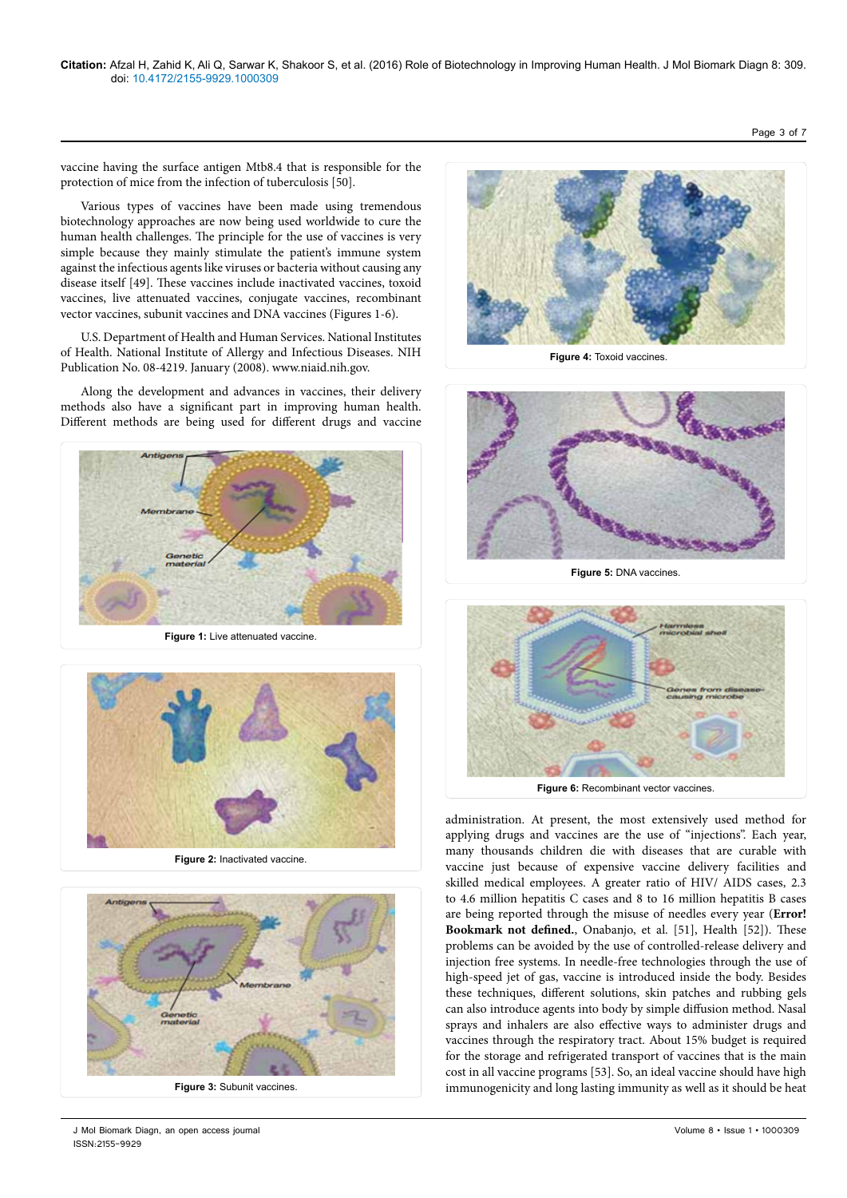vaccine having the surface antigen Mtb8.4 that is responsible for the protection of mice from the infection of tuberculosis [50].

Various types of vaccines have been made using tremendous biotechnology approaches are now being used worldwide to cure the human health challenges. The principle for the use of vaccines is very simple because they mainly stimulate the patient's immune system against the infectious agents like viruses or bacteria without causing any disease itself [49]. These vaccines include inactivated vaccines, toxoid vaccines, live attenuated vaccines, conjugate vaccines, recombinant vector vaccines, subunit vaccines and DNA vaccines (Figures 1-6).

U.S. Department of Health and Human Services. National Institutes of Health. National Institute of Allergy and Infectious Diseases. NIH Publication No. 08-4219. January (2008). www.niaid.nih.gov.

Along the development and advances in vaccines, their delivery methods also have a significant part in improving human health. Different methods are being used for different drugs and vaccine administration. At present, the most extensively used method for applying drugs and vaccines are the use of "injections". Each year, many thousands children die with diseases that are curable with vaccine just because of expensive vaccine delivery facilities and skilled medical employees. A greater ratio of HIV/ AIDS cases, 2.3 to 4.6 million hepatitis C cases and 8 to 16 million hepatitis B cases are being reported through the misuse of needles every year (**Error! Bookmark not defined.**, Onabanjo, et al. [51], Health [52]). These problems can be avoided by the use of controlled-release delivery and injection free systems. In needle-free technologies through the use of high-speed jet of gas, vaccine is introduced inside the body. Besides these techniques, different solutions, skin patches and rubbing gels can also introduce agents into body by simple diffusion method. Nasal sprays and inhalers are also effective ways to administer drugs and vaccines through the respiratory tract. About 15% budget is required for the storage and refrigerated transport of vaccines that is the main cost in all vaccine programs [53]. So, an ideal vaccine should have high immunogenicity and long lasting immunity as well as it should be heat

**Figure 1:** Live attenuated vaccine.

**Figure 2:** Inactivated vaccine.

**Figure 3:** Subunit vaccines.

**Figure 4:** Toxoid vaccines.

**Figure 5:** DNA vaccines.

**Figure 6:** Recombinant vector vaccines.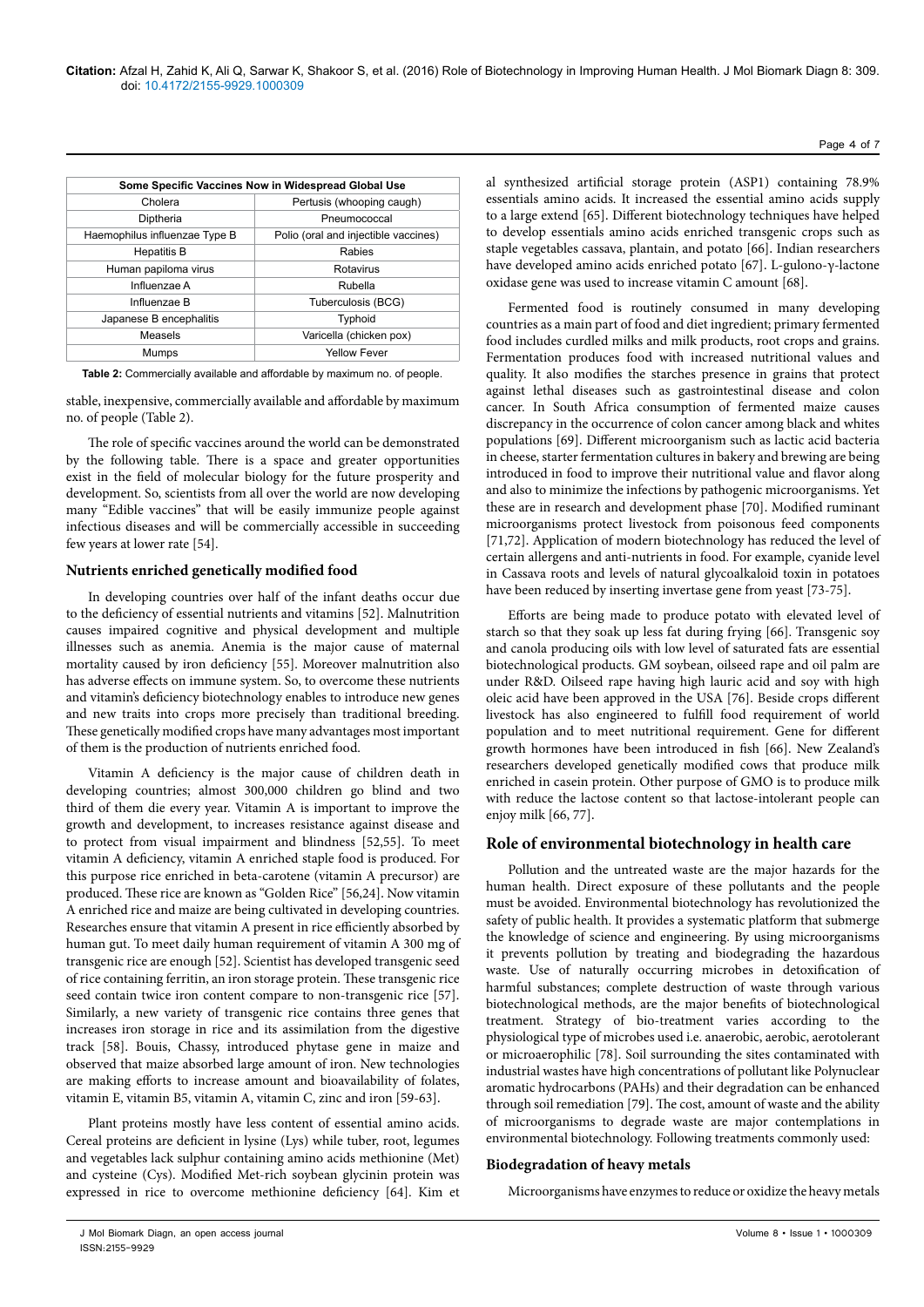| Some Specific Vaccines Now in Widespread Global Use | |
|---|---|
| Cholera | Pertusis (whooping caugh) |
| Diptheria | Pneumococcal |
| Haemophilus influenzae Type B | Polio (oral and injectible vaccines) |
| Hepatitis B | Rabies |
| Human papiloma virus | Rotavirus |
| Influenzae A | Rubella |
| Influenzae B | Tuberculosis (BCG) |
| Japanese B encephalitis | Typhoid |
| Measels | Varicella (chicken pox) |
| Mumps | Yellow Fever |

**Table 2:** Commercially available and affordable by maximum no. of people.

stable, inexpensive, commercially available and affordable by maximum no. of people (Table 2).

The role of specific vaccines around the world can be demonstrated by the following table. There is a space and greater opportunities exist in the field of molecular biology for the future prosperity and development. So, scientists from all over the world are now developing many "Edible vaccines" that will be easily immunize people against infectious diseases and will be commercially accessible in succeeding few years at lower rate [54].

### Nutrients enriched genetically modified food

In developing countries over half of the infant deaths occur due to the deficiency of essential nutrients and vitamins [52]. Malnutrition causes impaired cognitive and physical development and multiple illnesses such as anemia. Anemia is the major cause of maternal mortality caused by iron deficiency [55]. Moreover malnutrition also has adverse effects on immune system. So, to overcome these nutrients and vitamin's deficiency biotechnology enables to introduce new genes and new traits into crops more precisely than traditional breeding. These genetically modified crops have many advantages most important of them is the production of nutrients enriched food.

Vitamin A deficiency is the major cause of children death in developing countries; almost 300,000 children go blind and two third of them die every year. Vitamin A is important to improve the growth and development, to increases resistance against disease and to protect from visual impairment and blindness [52,55]. To meet vitamin A deficiency, vitamin A enriched staple food is produced. For this purpose rice enriched in beta-carotene (vitamin A precursor) are produced. These rice are known as "Golden Rice" [56,24]. Now vitamin A enriched rice and maize are being cultivated in developing countries. Researches ensure that vitamin A present in rice efficiently absorbed by human gut. To meet daily human requirement of vitamin A 300 mg of transgenic rice are enough [52]. Scientist has developed transgenic seed of rice containing ferritin, an iron storage protein. These transgenic rice seed contain twice iron content compare to non-transgenic rice [57]. Similarly, a new variety of transgenic rice contains three genes that increases iron storage in rice and its assimilation from the digestive track [58]. Bouis, Chassy, introduced phytase gene in maize and observed that maize absorbed large amount of iron. New technologies are making efforts to increase amount and bioavailability of folates, vitamin E, vitamin B5, vitamin A, vitamin C, zinc and iron [59-63].

Plant proteins mostly have less content of essential amino acids. Cereal proteins are deficient in lysine (Lys) while tuber, root, legumes and vegetables lack sulphur containing amino acids methionine (Met) and cysteine (Cys). Modified Met-rich soybean glycinin protein was expressed in rice to overcome methionine deficiency [64]. Kim et al synthesized artificial storage protein (ASP1) containing 78.9% essentials amino acids. It increased the essential amino acids supply to a large extend [65]. Different biotechnology techniques have helped to develop essentials amino acids enriched transgenic crops such as staple vegetables cassava, plantain, and potato [66]. Indian researchers have developed amino acids enriched potato [67]. L-gulono-γ-lactone oxidase gene was used to increase vitamin C amount [68].

Fermented food is routinely consumed in many developing countries as a main part of food and diet ingredient; primary fermented food includes curdled milks and milk products, root crops and grains. Fermentation produces food with increased nutritional values and quality. It also modifies the starches presence in grains that protect against lethal diseases such as gastrointestinal disease and colon cancer. In South Africa consumption of fermented maize causes discrepancy in the occurrence of colon cancer among black and whites populations [69]. Different microorganism such as lactic acid bacteria in cheese, starter fermentation cultures in bakery and brewing are being introduced in food to improve their nutritional value and flavor along and also to minimize the infections by pathogenic microorganisms. Yet these are in research and development phase [70]. Modified ruminant microorganisms protect livestock from poisonous feed components [71,72]. Application of modern biotechnology has reduced the level of certain allergens and anti-nutrients in food. For example, cyanide level in Cassava roots and levels of natural glycoalkaloid toxin in potatoes have been reduced by inserting invertase gene from yeast [73-75].

Efforts are being made to produce potato with elevated level of starch so that they soak up less fat during frying [66]. Transgenic soy and canola producing oils with low level of saturated fats are essential biotechnological products. GM soybean, oilseed rape and oil palm are under R&D. Oilseed rape having high lauric acid and soy with high oleic acid have been approved in the USA [76]. Beside crops different livestock has also engineered to fulfill food requirement of world population and to meet nutritional requirement. Gene for different growth hormones have been introduced in fish [66]. New Zealand's researchers developed genetically modified cows that produce milk enriched in casein protein. Other purpose of GMO is to produce milk with reduce the lactose content so that lactose-intolerant people can enjoy milk [66, 77].

## Role of environmental biotechnology in health care

Pollution and the untreated waste are the major hazards for the human health. Direct exposure of these pollutants and the people must be avoided. Environmental biotechnology has revolutionized the safety of public health. It provides a systematic platform that submerge the knowledge of science and engineering. By using microorganisms it prevents pollution by treating and biodegrading the hazardous waste. Use of naturally occurring microbes in detoxification of harmful substances; complete destruction of waste through various biotechnological methods, are the major benefits of biotechnological treatment. Strategy of bio-treatment varies according to the physiological type of microbes used i.e. anaerobic, aerobic, aerotolerant or microaerophilic [78]. Soil surrounding the sites contaminated with industrial wastes have high concentrations of pollutant like Polynuclear aromatic hydrocarbons (PAHs) and their degradation can be enhanced through soil remediation [79]. The cost, amount of waste and the ability of microorganisms to degrade waste are major contemplations in environmental biotechnology. Following treatments commonly used:

### Biodegradation of heavy metals

Microorganisms have enzymes to reduce or oxidize the heavy metals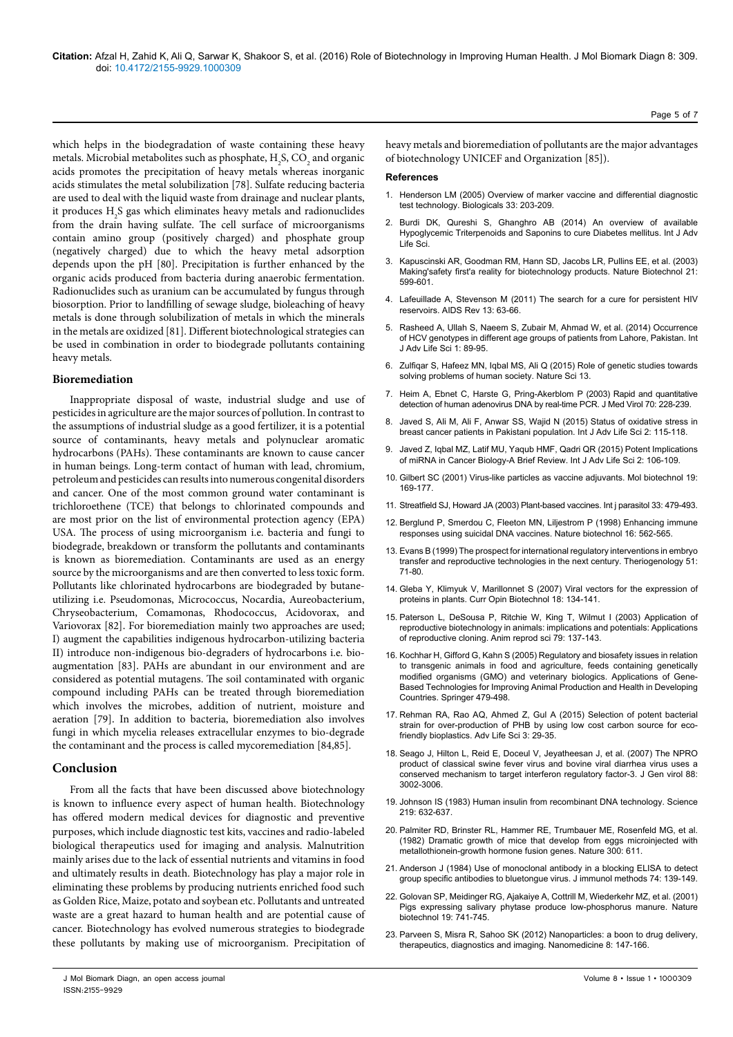which helps in the biodegradation of waste containing these heavy metals. Microbial metabolites such as phosphate, $H_2S$, $CO_2$ and organic acids promotes the precipitation of heavy metals whereas inorganic acids stimulates the metal solubilization [78]. Sulfate reducing bacteria are used to deal with the liquid waste from drainage and nuclear plants, it produces $H_2S$ gas which eliminates heavy metals and radionuclides from the drain having sulfate. The cell surface of microorganisms contain amino group (positively charged) and phosphate group (negatively charged) due to which the heavy metal adsorption depends upon the pH [80]. Precipitation is further enhanced by the organic acids produced from bacteria during anaerobic fermentation. Radionuclides such as uranium can be accumulated by fungus through biosorption. Prior to landfilling of sewage sludge, bioleaching of heavy metals is done through solubilization of metals in which the minerals in the metals are oxidized [81]. Different biotechnological strategies can be used in combination in order to biodegrade pollutants containing heavy metals.

### Bioremediation

Inappropriate disposal of waste, industrial sludge and use of pesticides in agriculture are the major sources of pollution. In contrast to the assumptions of industrial sludge as a good fertilizer, it is a potential source of contaminants, heavy metals and polynuclear aromatic hydrocarbons (PAHs). These contaminants are known to cause cancer in human beings. Long-term contact of human with lead, chromium, petroleum and pesticides can results into numerous congenital disorders and cancer. One of the most common ground water contaminant is trichloroethene (TCE) that belongs to chlorinated compounds and are most prior on the list of environmental protection agency (EPA) USA. The process of using microorganism i.e. bacteria and fungi to biodegrade, breakdown or transform the pollutants and contaminants is known as bioremediation. Contaminants are used as an energy source by the microorganisms and are then converted to less toxic form. Pollutants like chlorinated hydrocarbons are biodegraded by butane-utilizing i.e. Pseudomonas, Micrococcus, Nocardia, Aureobacterium, Chryseobacterium, Comamonas, Rhodococcus, Acidovorax, and Variovorax [82]. For bioremediation mainly two approaches are used; I) augment the capabilities indigenous hydrocarbon-utilizing bacteria II) introduce non-indigenous bio-degraders of hydrocarbons i.e. bio-augmentation [83]. PAHs are abundant in our environment and are considered as potential mutagens. The soil contaminated with organic compound including PAHs can be treated through bioremediation which involves the microbes, addition of nutrient, moisture and aeration [79]. In addition to bacteria, bioremediation also involves fungi in which mycelia releases extracellular enzymes to bio-degrade the contaminant and the process is called mycoremediation [84,85].

## Conclusion

From all the facts that have been discussed above biotechnology is known to influence every aspect of human health. Biotechnology has offered modern medical devices for diagnostic and preventive purposes, which include diagnostic test kits, vaccines and radio-labeled biological therapeutics used for imaging and analysis. Malnutrition mainly arises due to the lack of essential nutrients and vitamins in food and ultimately results in death. Biotechnology has play a major role in eliminating these problems by producing nutrients enriched food such as Golden Rice, Maize, potato and soybean etc. Pollutants and untreated waste are a great hazard to human health and are potential cause of cancer. Biotechnology has evolved numerous strategies to biodegrade these pollutants by making use of microorganism. Precipitation of heavy metals and bioremediation of pollutants are the major advantages of biotechnology UNICEF and Organization [85]).

### References

1. Henderson LM (2005) Overview of marker vaccine and differential diagnostic test technology. Biologicals 33: 203-209.
2. Burdi DK, Qureshi S, Ghanghro AB (2014) An overview of available Hypoglycemic Triterpenoids and Saponins to cure Diabetes mellitus. Int J Adv Life Sci.
3. Kapuscinski AR, Goodman RM, Hann SD, Jacobs LR, Pullins EE, et al. (2003) Making'safety first'a reality for biotechnology products. Nature Biotechnol 21: 599-601.
4. Lafeuillade A, Stevenson M (2011) The search for a cure for persistent HIV reservoirs. AIDS Rev 13: 63-66.
5. Rasheed A, Ullah S, Naeem S, Zubair M, Ahmad W, et al. (2014) Occurrence of HCV genotypes in different age groups of patients from Lahore, Pakistan. Int J Adv Life Sci 1: 89-95.
6. Zulfiqar S, Hafeez MN, Iqbal MS, Ali Q (2015) Role of genetic studies towards solving problems of human society. Nature Sci 13.
7. Heim A, Ebnet C, Harste G, Pring-Akerblom P (2003) Rapid and quantitative detection of human adenovirus DNA by real-time PCR. J Med Virol 70: 228-239.
8. Javed S, Ali M, Ali F, Anwar SS, Wajid N (2015) Status of oxidative stress in breast cancer patients in Pakistani population. Int J Adv Life Sci 2: 115-118.
9. Javed Z, Iqbal MZ, Latif MU, Yaqub HMF, Qadri QR (2015) Potent Implications of miRNA in Cancer Biology-A Brief Review. Int J Adv Life Sci 2: 106-109.
10. Gilbert SC (2001) Virus-like particles as vaccine adjuvants. Mol biotechnol 19: 169-177.
11. Streatfield SJ, Howard JA (2003) Plant-based vaccines. Int j parasitol 33: 479-493.
12. Berglund P, Smerdou C, Fleeton MN, Liljestrom P (1998) Enhancing immune responses using suicidal DNA vaccines. Nature biotechnol 16: 562-565.
13. Evans B (1999) The prospect for international regulatory interventions in embryo transfer and reproductive technologies in the next century. Theriogenology 51: 71-80.
14. Gleba Y, Klimyuk V, Marillonnet S (2007) Viral vectors for the expression of proteins in plants. Curr Opin Biotechnol 18: 134-141.
15. Paterson L, DeSousa P, Ritchie W, King T, Wilmut I (2003) Application of reproductive biotechnology in animals: implications and potentials: Applications of reproductive cloning. Anim reprod sci 79: 137-143.
16. Kochhar H, Gifford G, Kahn S (2005) Regulatory and biosafety issues in relation to transgenic animals in food and agriculture, feeds containing genetically modified organisms (GMO) and veterinary biologics. Applications of Gene-Based Technologies for Improving Animal Production and Health in Developing Countries. Springer 479-498.
17. Rehman RA, Rao AQ, Ahmed Z, Gul A (2015) Selection of potent bacterial strain for over-production of PHB by using low cost carbon source for eco-friendly bioplastics. Adv Life Sci 3: 29-35.
18. Seago J, Hilton L, Reid E, Doceul V, Jeyatheesan J, et al. (2007) The NPRO product of classical swine fever virus and bovine viral diarrhea virus uses a conserved mechanism to target interferon regulatory factor-3. J Gen virol 88: 3002-3006.
19. Johnson IS (1983) Human insulin from recombinant DNA technology. Science 219: 632-637.
20. Palmiter RD, Brinster RL, Hammer RE, Trumbauer ME, Rosenfeld MG, et al. (1982) Dramatic growth of mice that develop from eggs microinjected with metallothionein-growth hormone fusion genes. Nature 300: 611.
21. Anderson J (1984) Use of monoclonal antibody in a blocking ELISA to detect group specific antibodies to bluetongue virus. J immunol methods 74: 139-149.
22. Golovan SP, Meidinger RG, Ajakaiye A, Cottrill M, Wiederkehr MZ, et al. (2001) Pigs expressing salivary phytase produce low-phosphorus manure. Nature biotechnol 19: 741-745.
23. Parveen S, Misra R, Sahoo SK (2012) Nanoparticles: a boon to drug delivery, therapeutics, diagnostics and imaging. Nanomedicine 8: 147-166.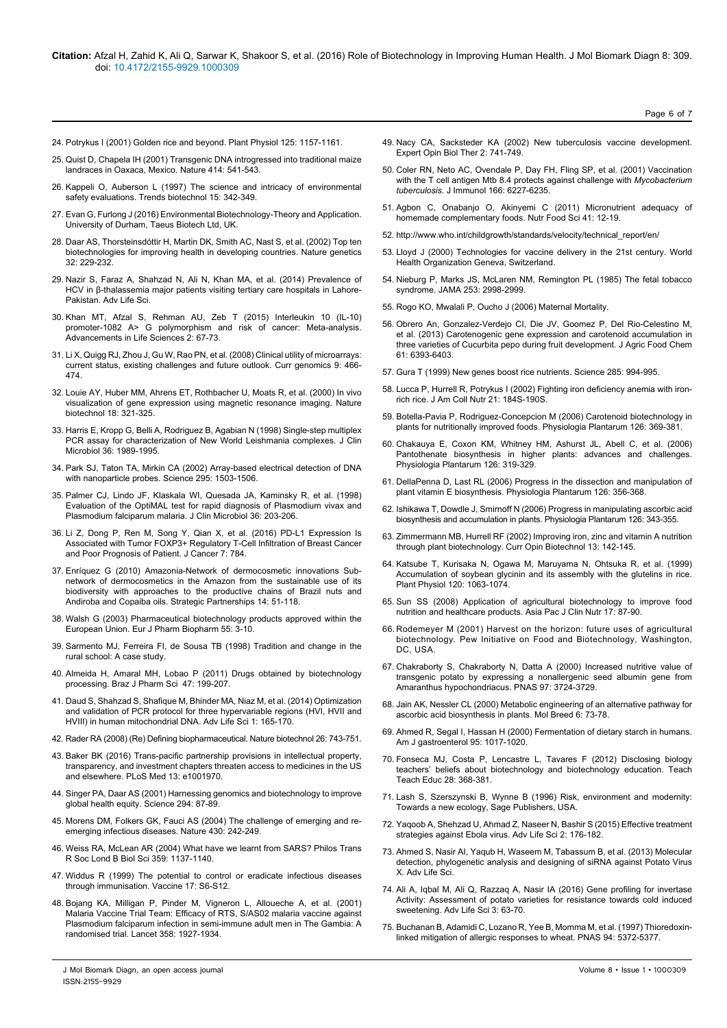24. Potrykus I (2001) Golden rice and beyond. Plant Physiol 125: 1157-1161.

25. Quist D, Chapela IH (2001) Transgenic DNA introgressed into traditional maize landraces in Oaxaca, Mexico. Nature 414: 541-543.

26. Kappeli O, Auberson L (1997) The science and intricacy of environmental safety evaluations. Trends biotechnol 15: 342-349.

27. Evan G, Furlong J (2016) Environmental Biotechnology-Theory and Application. University of Durham, Taeus Biotech Ltd, UK.

28. Daar AS, Thorsteinsdóttir H, Martin DK, Smith AC, Nast S, et al. (2002) Top ten biotechnologies for improving health in developing countries. Nature genetics 32: 229-232.

29. Nazir S, Faraz A, Shahzad N, Ali N, Khan MA, et al. (2014) Prevalence of HCV in β-thalassemia major patients visiting tertiary care hospitals in Lahore-Pakistan. Adv Life Sci.

30. Khan MT, Afzal S, Rehman AU, Zeb T (2015) Interleukin 10 (IL-10) promoter-1082 A> G polymorphism and risk of cancer: Meta-analysis. Advancements in Life Sciences 2: 67-73.

31. Li X, Quigg RJ, Zhou J, Gu W, Rao PN, et al. (2008) Clinical utility of microarrays: current status, existing challenges and future outlook. Curr genomics 9: 466-474.

32. Louie AY, Huber MM, Ahrens ET, Rothbacher U, Moats R, et al. (2000) In vivo visualization of gene expression using magnetic resonance imaging. Nature biotechnol 18: 321-325.

33. Harris E, Kropp G, Belli A, Rodriguez B, Agabian N (1998) Single-step multiplex PCR assay for characterization of New World Leishmania complexes. J Clin Microbiol 36: 1989-1995.

34. Park SJ, Taton TA, Mirkin CA (2002) Array-based electrical detection of DNA with nanoparticle probes. Science 295: 1503-1506.

35. Palmer CJ, Lindo JF, Klaskala WI, Quesada JA, Kaminsky R, et al. (1998) Evaluation of the OptiMAL test for rapid diagnosis of Plasmodium vivax and Plasmodium falciparum malaria. J Clin Microbiol 36: 203-206.

36. Li Z, Dong P, Ren M, Song Y, Qian X, et al. (2016) PD-L1 Expression Is Associated with Tumor FOXP3+ Regulatory T-Cell Infiltration of Breast Cancer and Poor Prognosis of Patient. J Cancer 7: 784.

37. Enríquez G (2010) Amazonia-Network of dermocosmetic innovations Sub-network of dermocosmetics in the Amazon from the sustainable use of its biodiversity with approaches to the productive chains of Brazil nuts and Andiroba and Copaiba oils. Strategic Partnerships 14: 51-118.

38. Walsh G (2003) Pharmaceutical biotechnology products approved within the European Union. Eur J Pharm Biopharm 55: 3-10.

39. Sarmento MJ, Ferreira FI, de Sousa TB (1998) Tradition and change in the rural school: A case study.

40. Almeida H, Amaral MH, Lobao P (2011) Drugs obtained by biotechnology processing. Braz J Pharm Sci 47: 199-207.

41. Daud S, Shahzad S, Shafique M, Bhinder MA, Niaz M, et al. (2014) Optimization and validation of PCR protocol for three hypervariable regions (HVI, HVII and HVIII) in human mitochondrial DNA. Adv Life Sci 1: 165-170.

42. Rader RA (2008) (Re) Defining biopharmaceutical. Nature biotechnol 26: 743-751.

43. Baker BK (2016) Trans-pacific partnership provisions in intellectual property, transparency, and investment chapters threaten access to medicines in the US and elsewhere. PLoS Med 13: e1001970.

44. Singer PA, Daar AS (2001) Harnessing genomics and biotechnology to improve global health equity. Science 294: 87-89.

45. Morens DM, Folkers GK, Fauci AS (2004) The challenge of emerging and re-emerging infectious diseases. Nature 430: 242-249.

46. Weiss RA, McLean AR (2004) What have we learnt from SARS? Philos Trans R Soc Lond B Biol Sci 359: 1137-1140.

47. Widdus R (1999) The potential to control or eradicate infectious diseases through immunisation. Vaccine 17: S6-S12.

48. Bojang KA, Milligan P, Pinder M, Vigneron L, Alloueche A, et al. (2001) Malaria Vaccine Trial Team: Efficacy of RTS, S/AS02 malaria vaccine against Plasmodium falciparum infection in semi-immune adult men in The Gambia: A randomised trial. Lancet 358: 1927-1934.

49. Nacy CA, Sacksteder KA (2002) New tuberculosis vaccine development. Expert Opin Biol Ther 2: 741-749.

50. Coler RN, Neto AC, Ovendale P, Day FH, Fling SP, et al. (2001) Vaccination with the T cell antigen Mtb 8.4 protects against challenge with *Mycobacterium tuberculosis*. J Immunol 166: 6227-6235.

51. Agbon C, Onabanjo O, Akinyemi C (2011) Micronutrient adequacy of homemade complementary foods. Nutr Food Sci 41: 12-19.

52. http://www.who.int/childgrowth/standards/velocity/technical_report/en/

53. Lloyd J (2000) Technologies for vaccine delivery in the 21st century. World Health Organization Geneva, Switzerland.

54. Nieburg P, Marks JS, McLaren NM, Remington PL (1985) The fetal tobacco syndrome. JAMA 253: 2998-2999.

55. Rogo KO, Mwalali P, Oucho J (2006) Maternal Mortality.

56. Obrero An, Gonzalez-Verdejo CI, Die JV, Goomez P, Del Rio-Celestino M, et al. (2013) Carotenogenic gene expression and carotenoid accumulation in three varieties of Cucurbita pepo during fruit development. J Agric Food Chem 61: 6393-6403.

57. Gura T (1999) New genes boost rice nutrients. Science 285: 994-995.

58. Lucca P, Hurrell R, Potrykus I (2002) Fighting iron deficiency anemia with iron-rich rice. J Am Coll Nutr 21: 184S-190S.

59. Botella-Pavia P, Rodriguez-Concepcion M (2006) Carotenoid biotechnology in plants for nutritionally improved foods. Physiologia Plantarum 126: 369-381.

60. Chakauya E, Coxon KM, Whitney HM, Ashurst JL, Abell C, et al. (2006) Pantothenate biosynthesis in higher plants: advances and challenges. Physiologia Plantarum 126: 319-329.

61. DellaPenna D, Last RL (2006) Progress in the dissection and manipulation of plant vitamin E biosynthesis. Physiologia Plantarum 126: 356-368.

62. Ishikawa T, Dowdle J, Smirnoff N (2006) Progress in manipulating ascorbic acid biosynthesis and accumulation in plants. Physiologia Plantarum 126: 343-355.

63. Zimmermann MB, Hurrell RF (2002) Improving iron, zinc and vitamin A nutrition through plant biotechnology. Curr Opin Biotechnol 13: 142-145.

64. Katsube T, Kurisaka N, Ogawa M, Maruyama N, Ohtsuka R, et al. (1999) Accumulation of soybean glycinin and its assembly with the glutelins in rice. Plant Physiol 120: 1063-1074.

65. Sun SS (2008) Application of agricultural biotechnology to improve food nutrition and healthcare products. Asia Pac J Clin Nutr 17: 87-90.

66. Rodemeyer M (2001) Harvest on the horizon: future uses of agricultural biotechnology. Pew Initiative on Food and Biotechnology, Washington, DC, USA.

67. Chakraborty S, Chakraborty N, Datta A (2000) Increased nutritive value of transgenic potato by expressing a nonallergenic seed albumin gene from Amaranthus hypochondriacus. PNAS 97: 3724-3729.

68. Jain AK, Nessler CL (2000) Metabolic engineering of an alternative pathway for ascorbic acid biosynthesis in plants. Mol Breed 6: 73-78.

69. Ahmed R, Segal I, Hassan H (2000) Fermentation of dietary starch in humans. Am J gastroenterol 95: 1017-1020.

70. Fonseca MJ, Costa P, Lencastre L, Tavares F (2012) Disclosing biology teachers' beliefs about biotechnology and biotechnology education. Teach Teach Educ 28: 368-381.

71. Lash S, Szerszynski B, Wynne B (1996) Risk, environment and modernity: Towards a new ecology, Sage Publishers, USA.

72. Yaqoob A, Shehzad U, Ahmad Z, Naseer N, Bashir S (2015) Effective treatment strategies against Ebola virus. Adv Life Sci 2: 176-182.

73. Ahmed S, Nasir AI, Yaqub H, Waseem M, Tabassum B, et al. (2013) Molecular detection, phylogenetic analysis and designing of siRNA against Potato Virus X. Adv Life Sci.

74. Ali A, Iqbal M, Ali Q, Razzaq A, Nasir IA (2016) Gene profiling for invertase Activity: Assessment of potato varieties for resistance towards cold induced sweetening. Adv Life Sci 3: 63-70.

75. Buchanan B, Adamidi C, Lozano R, Yee B, Momma M, et al. (1997) Thioredoxin-linked mitigation of allergic responses to wheat. PNAS 94: 5372-5377.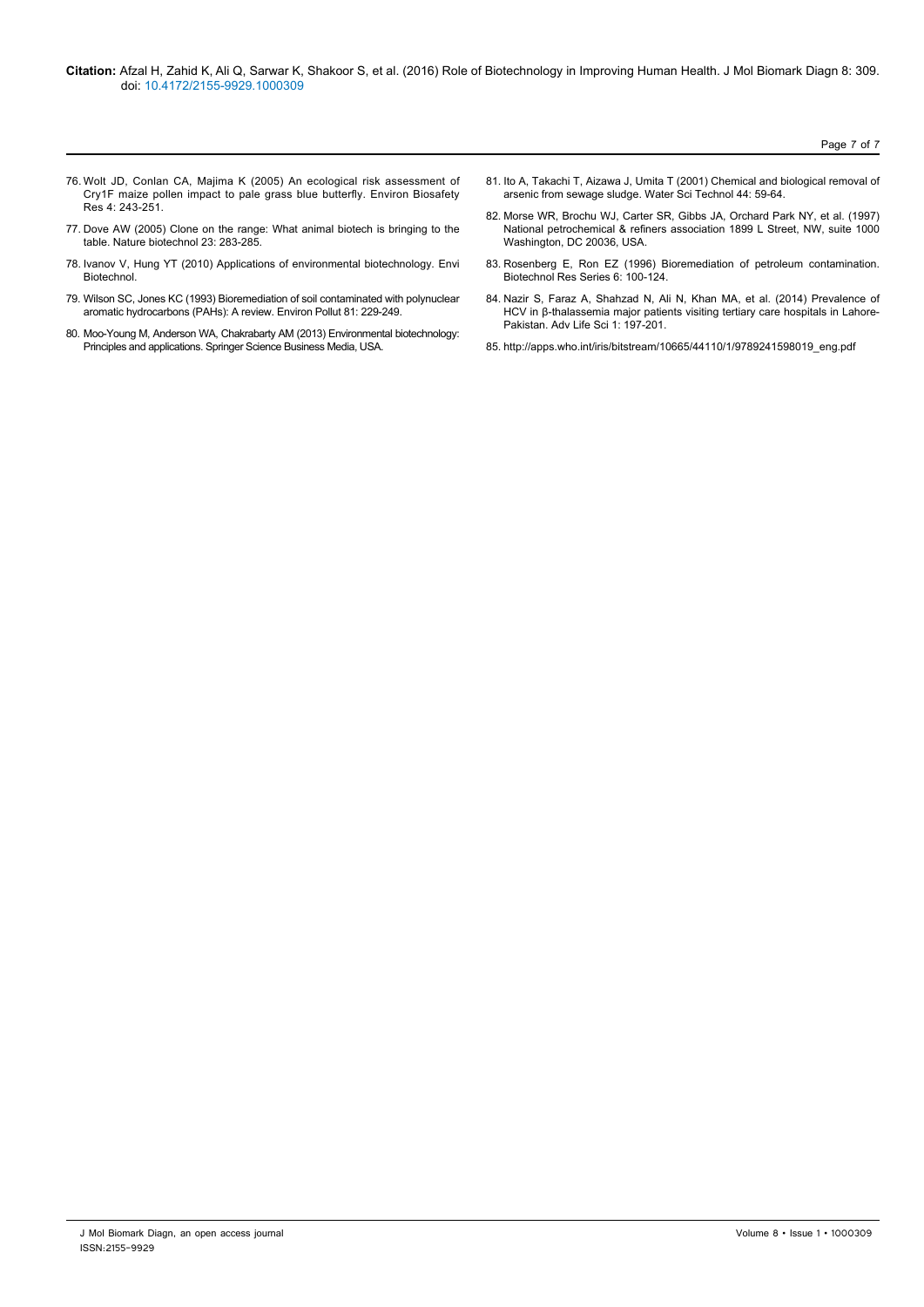76. Wolt JD, Conlan CA, Majima K (2005) An ecological risk assessment of Cry1F maize pollen impact to pale grass blue butterfly. Environ Biosafety Res 4: 243-251.

77. Dove AW (2005) Clone on the range: What animal biotech is bringing to the table. Nature biotechnol 23: 283-285.

78. Ivanov V, Hung YT (2010) Applications of environmental biotechnology. Envi Biotechnol.

79. Wilson SC, Jones KC (1993) Bioremediation of soil contaminated with polynuclear aromatic hydrocarbons (PAHs): A review. Environ Pollut 81: 229-249.

80. Moo-Young M, Anderson WA, Chakrabarty AM (2013) Environmental biotechnology: Principles and applications. Springer Science Business Media, USA.

81. Ito A, Takachi T, Aizawa J, Umita T (2001) Chemical and biological removal of arsenic from sewage sludge. Water Sci Technol 44: 59-64.

82. Morse WR, Brochu WJ, Carter SR, Gibbs JA, Orchard Park NY, et al. (1997) National petrochemical & refiners association 1899 L Street, NW, suite 1000 Washington, DC 20036, USA.

83. Rosenberg E, Ron EZ (1996) Bioremediation of petroleum contamination. Biotechnol Res Series 6: 100-124.

84. Nazir S, Faraz A, Shahzad N, Ali N, Khan MA, et al. (2014) Prevalence of HCV in β-thalassemia major patients visiting tertiary care hospitals in Lahore-Pakistan. Adv Life Sci 1: 197-201.

85. http://apps.who.int/iris/bitstream/10665/44110/1/9789241598019_eng.pdf